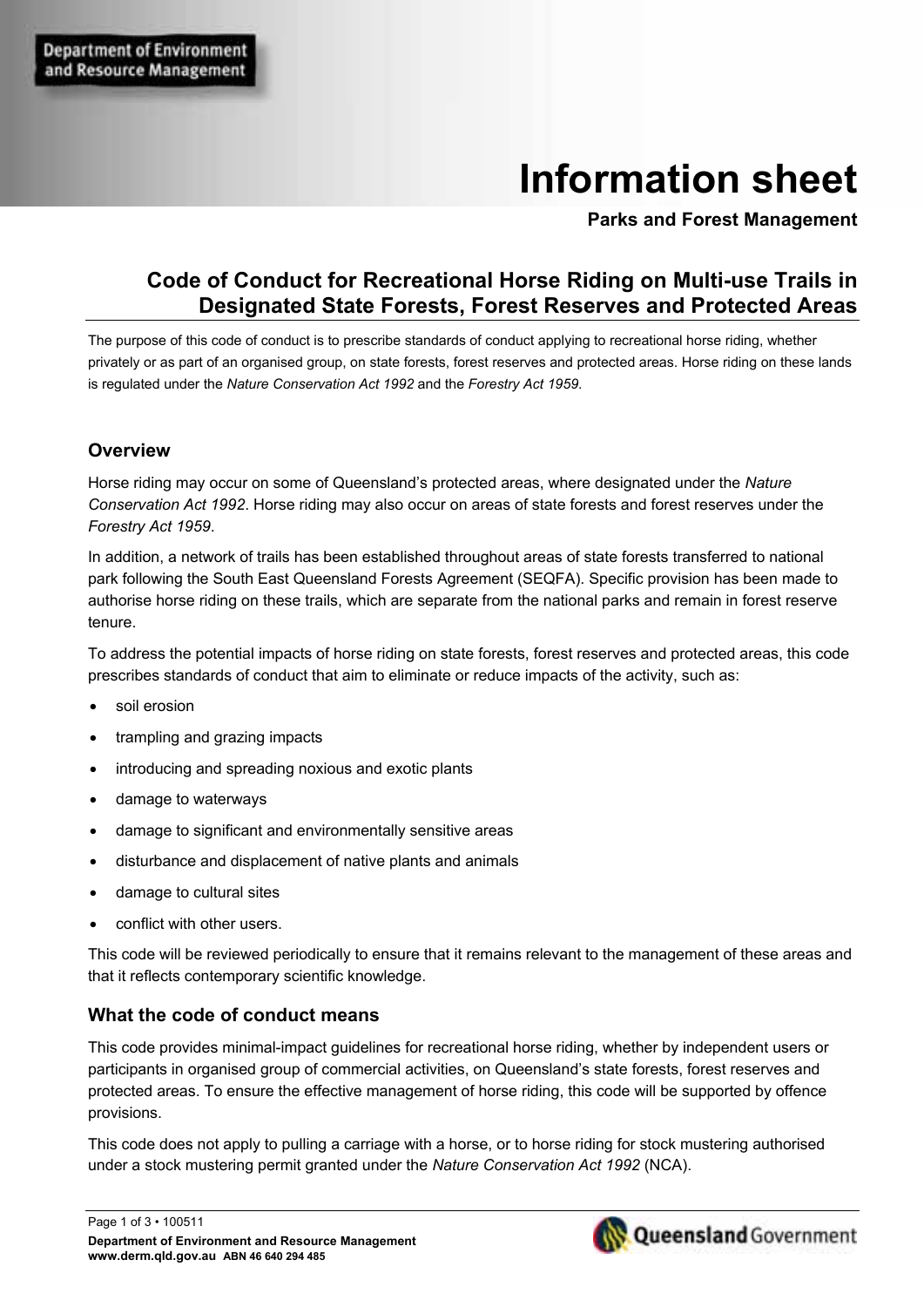Department of Environment and Resource Management

# Information sheet

**Parks and Forest Management**

## Code of Conduct for Recreational Horse Riding on Multi-use Trails in Designated State Forests, Forest Reserves and Protected Areas

The purpose of this code of conduct is to prescribe standards of conduct applying to recreational horse riding, whether privately or as part of an organised group, on state forests, forest reserves and protected areas. Horse riding on these lands is regulated under the *Nature Conservation Act 1992* and the *Forestry Act 1959*.

### Overview

Horse riding may occur on some of Queensland's protected areas, where designated under the *Nature Conservation Act 1992*. Horse riding may also occur on areas of state forests and forest reserves under the *Forestry Act 1959*.

In addition, a network of trails has been established throughout areas of state forests transferred to national park following the South East Queensland Forests Agreement (SEQFA). Specific provision has been made to authorise horse riding on these trails, which are separate from the national parks and remain in forest reserve tenure.

To address the potential impacts of horse riding on state forests, forest reserves and protected areas, this code prescribes standards of conduct that aim to eliminate or reduce impacts of the activity, such as:

- soil erosion
- trampling and grazing impacts
- introducing and spreading noxious and exotic plants
- damage to waterways
- damage to significant and environmentally sensitive areas
- disturbance and displacement of native plants and animals
- damage to cultural sites
- conflict with other users.

This code will be reviewed periodically to ensure that it remains relevant to the management of these areas and that it reflects contemporary scientific knowledge.

### What the code of conduct means

This code provides minimal-impact guidelines for recreational horse riding, whether by independent users or participants in organised group of commercial activities, on Queensland's state forests, forest reserves and protected areas. To ensure the effective management of horse riding, this code will be supported by offence provisions.

This code does not apply to pulling a carriage with a horse, or to horse riding for stock mustering authorised under a stock mustering permit granted under the *Nature Conservation Act 1992* (NCA).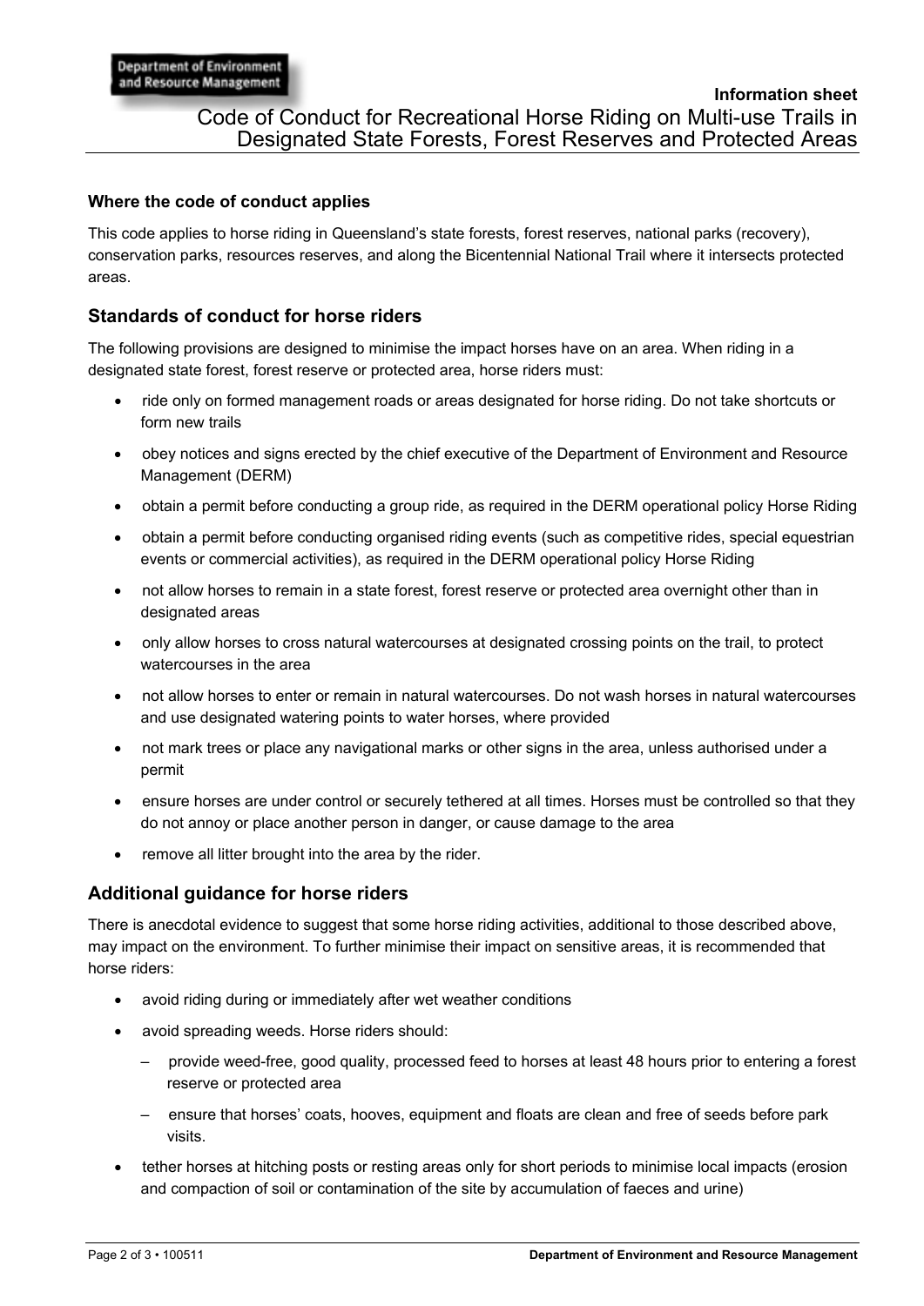**Information sheet**

# Code of Conduct for Recreational Horse Riding on Multi-use Trails in Designated State Forests, Forest Reserves and Protected Areas

### Where the code of conduct applies

This code applies to horse riding in Queensland's state forests, forest reserves, national parks (recovery), conservation parks, resources reserves, and along the Bicentennial National Trail where it intersects protected areas.

## Standards of conduct for horse riders

The following provisions are designed to minimise the impact horses have on an area. When riding in a designated state forest, forest reserve or protected area, horse riders must:

- ride only on formed management roads or areas designated for horse riding. Do not take shortcuts or form new trails
- obey notices and signs erected by the chief executive of the Department of Environment and Resource Management (DERM)
- obtain a permit before conducting a group ride, as required in the DERM operational policy Horse Riding
- obtain a permit before conducting organised riding events (such as competitive rides, special equestrian events or commercial activities), as required in the DERM operational policy Horse Riding
- not allow horses to remain in a state forest, forest reserve or protected area overnight other than in designated areas
- only allow horses to cross natural watercourses at designated crossing points on the trail, to protect watercourses in the area
- not allow horses to enter or remain in natural watercourses. Do not wash horses in natural watercourses and use designated watering points to water horses, where provided
- not mark trees or place any navigational marks or other signs in the area, unless authorised under a permit
- ensure horses are under control or securely tethered at all times. Horses must be controlled so that they do not annoy or place another person in danger, or cause damage to the area
- remove all litter brought into the area by the rider.

## Additional guidance for horse riders

There is anecdotal evidence to suggest that some horse riding activities, additional to those described above, may impact on the environment. To further minimise their impact on sensitive areas, it is recommended that horse riders:

- avoid riding during or immediately after wet weather conditions
- avoid spreading weeds. Horse riders should:
  - provide weed-free, good quality, processed feed to horses at least 48 hours prior to entering a forest reserve or protected area
  - ensure that horses' coats, hooves, equipment and floats are clean and free of seeds before park visits.
- tether horses at hitching posts or resting areas only for short periods to minimise local impacts (erosion and compaction of soil or contamination of the site by accumulation of faeces and urine)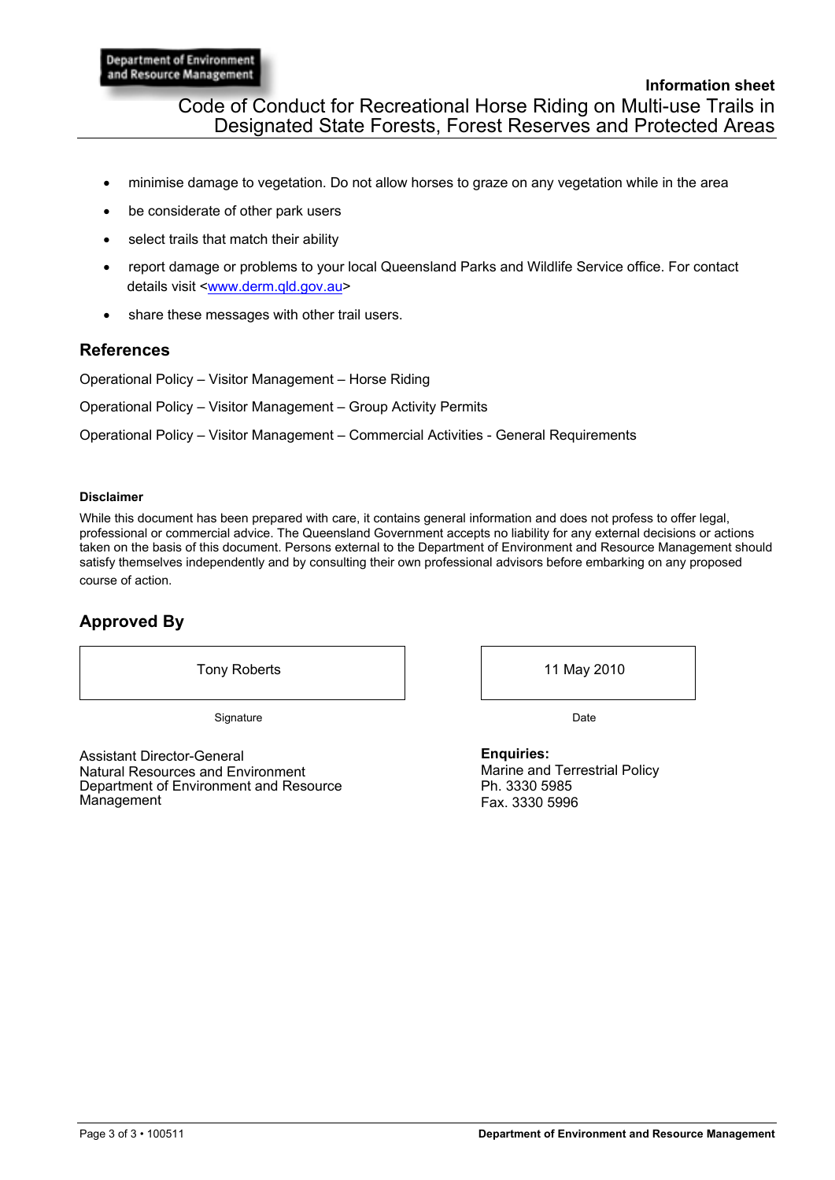- minimise damage to vegetation. Do not allow horses to graze on any vegetation while in the area
- be considerate of other park users
- select trails that match their ability
- report damage or problems to your local Queensland Parks and Wildlife Service office. For contact details visit <www.derm.qld.gov.au>
- share these messages with other trail users.

## References

Operational Policy – Visitor Management – Horse Riding

Operational Policy – Visitor Management – Group Activity Permits

Operational Policy – Visitor Management – Commercial Activities - General Requirements

#### Disclaimer

While this document has been prepared with care, it contains general information and does not profess to offer legal, professional or commercial advice. The Queensland Government accepts no liability for any external decisions or actions taken on the basis of this document. Persons external to the Department of Environment and Resource Management should satisfy themselves independently and by consulting their own professional advisors before embarking on any proposed course of action.

## Approved By

| Signature | Date |
| --- | --- |
| Tony Roberts | 11 May 2010 |

Assistant Director-General
Natural Resources and Environment
Department of Environment and Resource Management

**Enquiries:**
Marine and Terrestrial Policy
Ph. 3330 5985
Fax. 3330 5996